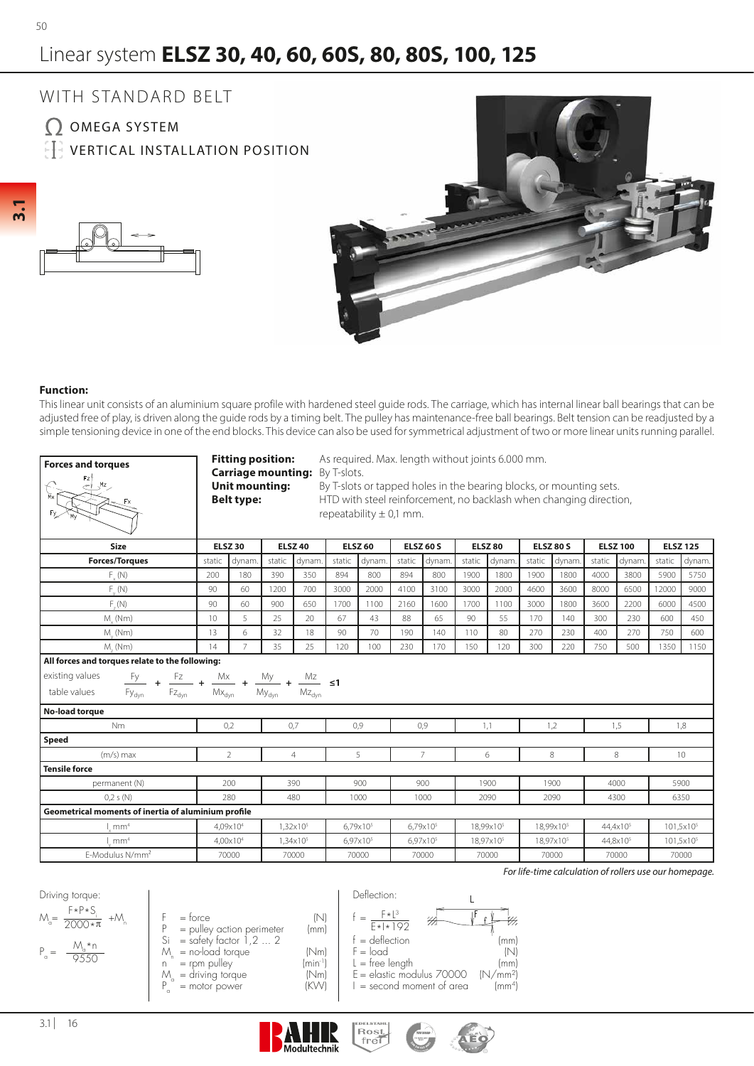# Linear system **ELSZ 30, 40, 60, 60S, 80, 80S, 100, 125**

## WITH STANDARD BELT

Ω OMEGA SYSTEM

VERTICAL INSTALLATION POSITION

**Function:**

This linear unit consists of an aluminium square profile with hardened steel guide rods. The carriage, which has internal linear ball bearings that can be adjusted free of play, is driven along the guide rods by a timing belt. The pulley has maintenance-free ball bearings. Belt tension can be readjusted by a simple tensioning device in one of the end blocks. This device can also be used for symmetrical adjustment of two or more linear units running parallel.

**Forces and torques**

**Fitting position:** As required. Max. length without joints 6.000 mm.
**Carriage mounting:** By T-slots.
**Unit mounting:** By T-slots or tapped holes in the bearing blocks, or mounting sets.
**Belt type:** HTD with steel reinforcement, no backlash when changing direction, repeatability ± 0,1 mm.

| Size | ELSZ 30 | | ELSZ 40 | | ELSZ 60 | | ELSZ 60 S | | ELSZ 80 | | ELSZ 80 S | | ELSZ 100 | | ELSZ 125 | |
|---|---|---|---|---|---|---|---|---|---|---|---|---|---|---|---|---|
| **Forces/Torques** | static | dynam. | static | dynam. | static | dynam. | static | dynam. | static | dynam. | static | dynam. | static | dynam. | static | dynam. |
| $F_x$ (N) | 200 | 180 | 390 | 350 | 894 | 800 | 894 | 800 | 1900 | 1800 | 1900 | 1800 | 4000 | 3800 | 5900 | 5750 |
| $F_y$ (N) | 90 | 60 | 1200 | 700 | 3000 | 2000 | 4100 | 3100 | 3000 | 2000 | 4600 | 3600 | 8000 | 6500 | 12000 | 9000 |
| $F_z$ (N) | 90 | 60 | 900 | 650 | 1700 | 1100 | 2160 | 1600 | 1700 | 1100 | 3000 | 1800 | 3600 | 2200 | 6000 | 4500 |
| $M_x$ (Nm) | 10 | 5 | 25 | 20 | 67 | 43 | 88 | 65 | 90 | 55 | 170 | 140 | 300 | 230 | 600 | 450 |
| $M_y$ (Nm) | 13 | 6 | 32 | 18 | 90 | 70 | 190 | 140 | 110 | 80 | 270 | 230 | 400 | 270 | 750 | 600 |
| $M_z$ (Nm) | 14 | 7 | 35 | 25 | 120 | 100 | 230 | 170 | 150 | 120 | 300 | 220 | 750 | 500 | 1350 | 1150 |

**All forces and torques relate to the following:**

existing values / table values

$$\frac{Fy}{Fy_{dyn}} + \frac{Fz}{Fz_{dyn}} + \frac{Mx}{Mx_{dyn}} + \frac{My}{My_{dyn}} + \frac{Mz}{Mz_{dyn}} \leq 1$$

| | ELSZ 30 | ELSZ 40 | ELSZ 60 | ELSZ 60 S | ELSZ 80 | ELSZ 80 S | ELSZ 100 | ELSZ 125 |
|---|---|---|---|---|---|---|---|---|
| **No-load torque** | | | | | | | | |
| Nm | 0,2 | 0,7 | 0,9 | 0,9 | 1,1 | 1,2 | 1,5 | 1,8 |
| **Speed** | | | | | | | | |
| (m/s) max | 2 | 4 | 5 | 7 | 6 | 8 | 8 | 10 |
| **Tensile force** | | | | | | | | |
| permanent (N) | 200 | 390 | 900 | 900 | 1900 | 1900 | 4000 | 5900 |
| 0,2 s (N) | 280 | 480 | 1000 | 1000 | 2090 | 2090 | 4300 | 6350 |
| **Geometrical moments of inertia of aluminium profile** | | | | | | | | |
| $I_x$ mm⁴ | $4{,}09 \times 10^4$ | $1{,}32 \times 10^5$ | $6{,}79 \times 10^5$ | $6{,}79 \times 10^5$ | $18{,}99 \times 10^5$ | $18{,}99 \times 10^5$ | $44{,}4 \times 10^5$ | $101{,}5 \times 10^5$ |
| $I_y$ mm⁴ | $4{,}00 \times 10^4$ | $1{,}34 \times 10^5$ | $6{,}97 \times 10^5$ | $6{,}97 \times 10^5$ | $18{,}97 \times 10^5$ | $18{,}97 \times 10^5$ | $44{,}8 \times 10^5$ | $101{,}5 \times 10^5$ |
| E-Modulus N/mm² | 70000 | 70000 | 70000 | 70000 | 70000 | 70000 | 70000 | 70000 |

*For life-time calculation of rollers use our homepage.*

Driving torque:

$$M_a = \frac{F * P * S_i}{2000 * \pi} + M_n$$

$$P_a = \frac{M_a * n}{9550}$$

- F = force (N)
- P = pulley action perimeter (mm)
- Si = safety factor 1,2 … 2
- $M_n$ = no-load torque (Nm)
- n = rpm pulley (min⁻¹)
- $M_a$ = driving torque (Nm)
- $P_a$ = motor power (KW)

Deflection:

$$f = \frac{F * L^3}{E * I * 192}$$

- f = deflection (mm)
- F = load (N)
- L = free length (mm)
- E = elastic modulus 70000 (N/mm²)
- I = second moment of area (mm⁴)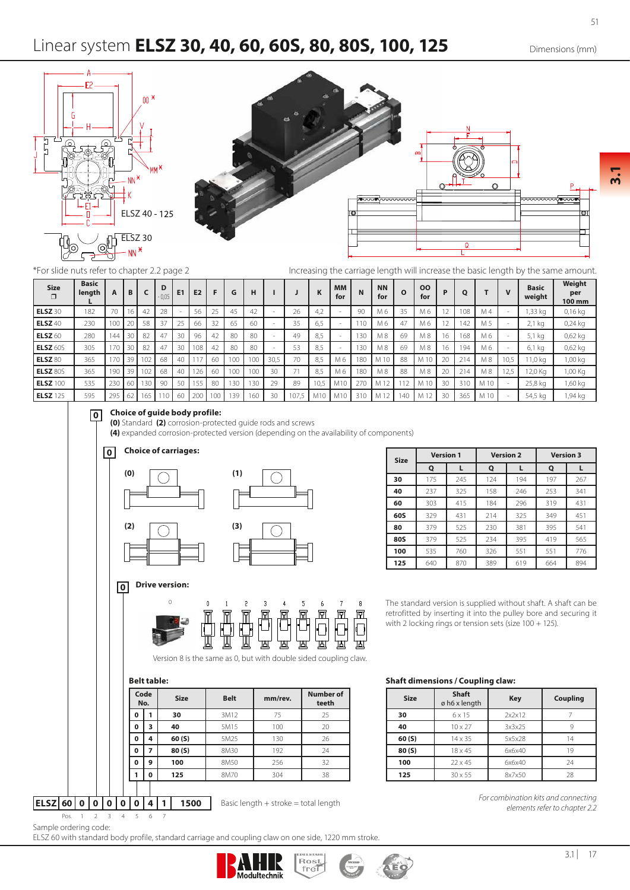# Linear system **ELSZ 30, 40, 60, 60S, 80, 80S, 100, 125**

Dimensions (mm)

ELSZ 40 - 125

ELSZ 30

*For slide nuts refer to chapter 2.2 page 2

Increasing the carriage length will increase the basic length by the same amount.

| Size | Basic length L | A | B | C | D -0,05 | E1 | E2 | F | G | H | I | J | K | MM for | N | NN for | O | OO for | P | Q | T | V | Basic weight | Weight per 100 mm |
|---|---|---|---|---|---|---|---|---|---|---|---|---|---|---|---|---|---|---|---|---|---|---|---|---|
| **ELSZ** 30 | 182 | 70 | 16 | 42 | 28 | - | 56 | 25 | 45 | 42 | - | 26 | 4,2 | - | 90 | M 6 | 35 | M 6 | 12 | 108 | M 4 | - | 1,33 kg | 0,16 kg |
| **ELSZ** 40 | 230 | 100 | 20 | 58 | 37 | 25 | 66 | 32 | 65 | 60 | - | 35 | 6,5 | - | 110 | M 6 | 47 | M 6 | 12 | 142 | M 5 | - | 2,1 kg | 0,24 kg |
| **ELSZ** 60 | 280 | 144 | 30 | 82 | 47 | 30 | 96 | 42 | 80 | 80 | - | 49 | 8,5 | - | 130 | M 8 | 69 | M 8 | 16 | 168 | M 6 | - | 5,1 kg | 0,62 kg |
| **ELSZ** 60S | 305 | 170 | 30 | 82 | 47 | 30 | 108 | 42 | 80 | 80 | - | 53 | 8,5 | - | 130 | M 8 | 69 | M 8 | 16 | 194 | M 6 | - | 6,1 kg | 0,62 kg |
| **ELSZ** 80 | 365 | 170 | 39 | 102 | 68 | 40 | 117 | 60 | 100 | 100 | 30,5 | 70 | 8,5 | M 6 | 180 | M 10 | 88 | M 10 | 20 | 214 | M 8 | 10,5 | 11,0 kg | 1,00 kg |
| **ELSZ** 80S | 365 | 190 | 39 | 102 | 68 | 40 | 126 | 60 | 100 | 100 | 30 | 71 | 8,5 | M 6 | 180 | M 8 | 88 | M 8 | 20 | 214 | M 8 | 12,5 | 12,0 Kg | 1,00 Kg |
| **ELSZ** 100 | 535 | 230 | 60 | 130 | 90 | 50 | 155 | 80 | 130 | 130 | 29 | 89 | 10,5 | M10 | 270 | M 12 | 112 | M 10 | 30 | 310 | M 10 | - | 25,8 kg | 1,60 kg |
| **ELSZ** 125 | 595 | 295 | 62 | 165 | 110 | 60 | 200 | 100 | 139 | 160 | 30 | 107,5 | M10 | M10 | 310 | M 12 | 140 | M 12 | 30 | 365 | M 10 | - | 54,5 kg | 1,94 kg |

## 0 Choice of guide body profile:

**(0)** Standard **(2)** corrosion-protected guide rods and screws
**(4)** expanded corrosion-protected version (depending on the availability of components)

## 0 Choice of carriages:

(0) (1) (2) (3)

| Size | Version 1 | | Version 2 | | Version 3 | |
|---|---|---|---|---|---|---|
| | Q | L | Q | L | Q | L |
| **30** | 175 | 245 | 124 | 194 | 197 | 267 |
| **40** | 237 | 325 | 158 | 246 | 253 | 341 |
| **60** | 303 | 415 | 184 | 296 | 319 | 431 |
| **60S** | 329 | 431 | 214 | 325 | 349 | 451 |
| **80** | 379 | 525 | 230 | 381 | 395 | 541 |
| **80S** | 379 | 525 | 234 | 395 | 419 | 565 |
| **100** | 535 | 760 | 326 | 551 | 551 | 776 |
| **125** | 640 | 870 | 389 | 619 | 664 | 894 |

## 0 Drive version:

0 1 2 3 4 5 6 7 8

Version 8 is the same as 0, but with double sided coupling claw.

The standard version is supplied without shaft. A shaft can be retrofitted by inserting it into the pulley bore and securing it with 2 locking rings or tension sets (size 100 + 125).

**Belt table:**

| Code No. | | Size | Belt | mm/rev. | Number of teeth |
|---|---|---|---|---|---|
| 0 | 1 | **30** | 3M12 | 75 | 25 |
| 0 | 3 | **40** | 5M15 | 100 | 20 |
| 0 | 4 | **60 (S)** | 5M25 | 130 | 26 |
| 0 | 7 | **80 (S)** | 8M30 | 192 | 24 |
| 0 | 9 | **100** | 8M50 | 256 | 32 |
| 1 | 0 | **125** | 8M70 | 304 | 38 |

**Shaft dimensions / Coupling claw:**

| Size | Shaft ø h6 x length | Key | Coupling |
|---|---|---|---|
| **30** | 6 x 15 | 2x2x12 | 7 |
| **40** | 10 x 27 | 3x3x25 | 9 |
| **60 (S)** | 14 x 35 | 5x5x28 | 14 |
| **80 (S)** | 18 x 45 | 6x6x40 | 19 |
| **100** | 22 x 45 | 6x6x40 | 24 |
| **125** | 30 x 55 | 8x7x50 | 28 |

| ELSZ | 60 | 0 | 0 | 0 | 0 | 0 | 4 | 1 | 1500 |
|---|---|---|---|---|---|---|---|---|---|
| Pos. | 1 | 2 | 3 | 4 | 5 | 6 | 7 | | |

Basic length + stroke = total length

*For combination kits and connecting elements refer to chapter 2.2*

Sample ordering code:
ELSZ 60 with standard body profile, standard carriage and coupling claw on one side, 1220 mm stroke.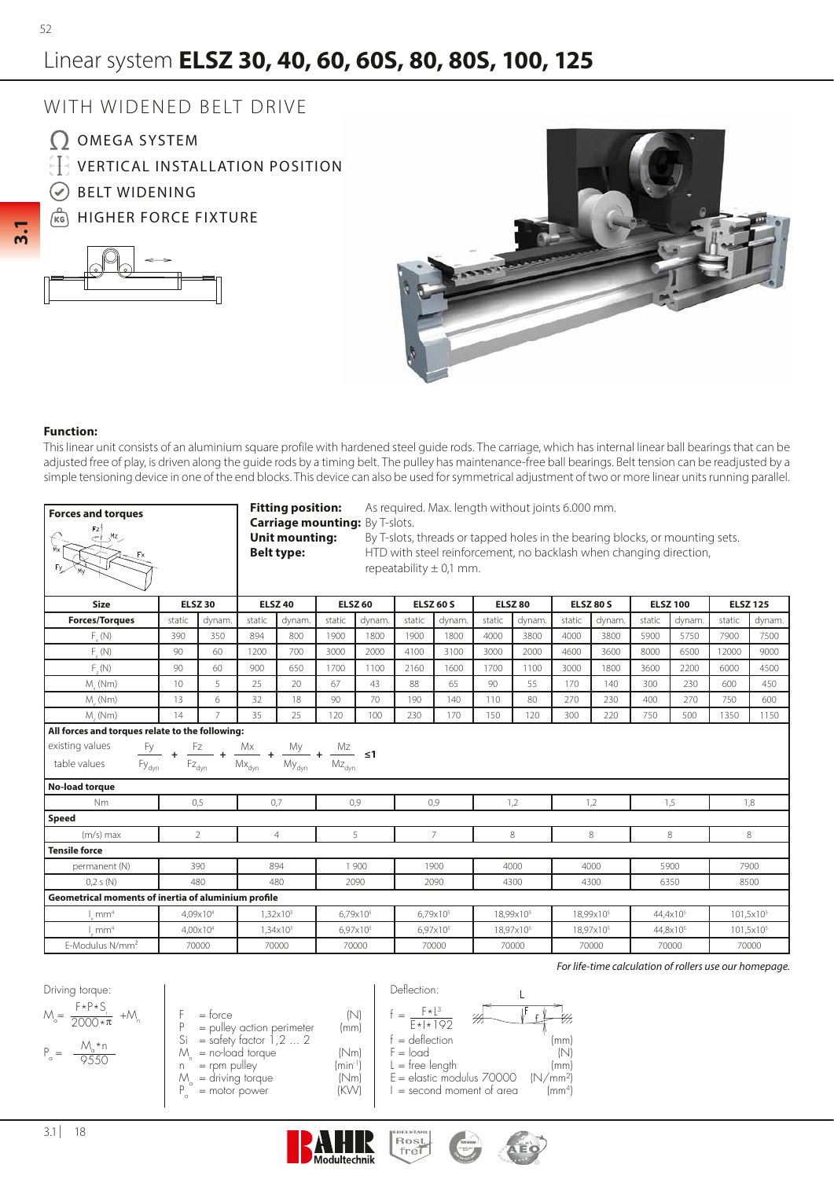# Linear system **ELSZ 30, 40, 60, 60S, 80, 80S, 100, 125**

## WITH WIDENED BELT DRIVE

- OMEGA SYSTEM
- VERTICAL INSTALLATION POSITION
- BELT WIDENING
- HIGHER FORCE FIXTURE

**Function:**

This linear unit consists of an aluminium square profile with hardened steel guide rods. The carriage, which has internal linear ball bearings that can be adjusted free of play, is driven along the guide rods by a timing belt. The pulley has maintenance-free ball bearings. Belt tension can be readjusted by a simple tensioning device in one of the end blocks. This device can also be used for symmetrical adjustment of two or more linear units running parallel.

**Forces and torques**

**Fitting position:** As required. Max. length without joints 6.000 mm.
**Carriage mounting:** By T-slots.
**Unit mounting:** By T-slots, threads or tapped holes in the bearing blocks, or mounting sets.
**Belt type:** HTD with steel reinforcement, no backlash when changing direction, repeatability ± 0,1 mm.

| Size | ELSZ 30 | | ELSZ 40 | | ELSZ 60 | | ELSZ 60 S | | ELSZ 80 | | ELSZ 80 S | | ELSZ 100 | | ELSZ 125 | |
|---|---|---|---|---|---|---|---|---|---|---|---|---|---|---|---|---|
| **Forces/Torques** | static | dynam. | static | dynam. | static | dynam. | static | dynam. | static | dynam. | static | dynam. | static | dynam. | static | dynam. |
| $F_x$ (N) | 390 | 350 | 894 | 800 | 1900 | 1800 | 1900 | 1800 | 4000 | 3800 | 4000 | 3800 | 5900 | 5750 | 7900 | 7500 |
| $F_y$ (N) | 90 | 60 | 1200 | 700 | 3000 | 2000 | 4100 | 3100 | 3000 | 2000 | 4600 | 3600 | 8000 | 6500 | 12000 | 9000 |
| $F_z$ (N) | 90 | 60 | 900 | 650 | 1700 | 1100 | 2160 | 1600 | 1700 | 1100 | 3000 | 1800 | 3600 | 2200 | 6000 | 4500 |
| $M_x$ (Nm) | 10 | 5 | 25 | 20 | 67 | 43 | 88 | 65 | 90 | 55 | 170 | 140 | 300 | 230 | 600 | 450 |
| $M_y$ (Nm) | 13 | 6 | 32 | 18 | 90 | 70 | 190 | 140 | 110 | 80 | 270 | 230 | 400 | 270 | 750 | 600 |
| $M_z$ (Nm) | 14 | 7 | 35 | 25 | 120 | 100 | 230 | 170 | 150 | 120 | 300 | 220 | 750 | 500 | 1350 | 1150 |

**All forces and torques relate to the following:**

existing values / table values

$$\frac{Fy}{Fy_{dyn}} + \frac{Fz}{Fz_{dyn}} + \frac{Mx}{Mx_{dyn}} + \frac{My}{My_{dyn}} + \frac{Mz}{Mz_{dyn}} \leq 1$$

| | ELSZ 30 | ELSZ 40 | ELSZ 60 | ELSZ 60 S | ELSZ 80 | ELSZ 80 S | ELSZ 100 | ELSZ 125 |
|---|---|---|---|---|---|---|---|---|
| **No-load torque** | | | | | | | | |
| Nm | 0,5 | 0,7 | 0,9 | 0,9 | 1,2 | 1,2 | 1,5 | 1,8 |
| **Speed** | | | | | | | | |
| (m/s) max | 2 | 4 | 5 | 7 | 8 | 8 | 8 | 8 |
| **Tensile force** | | | | | | | | |
| permanent (N) | 390 | 894 | 1 900 | 1900 | 4000 | 4000 | 5900 | 7900 |
| 0,2 s (N) | 480 | 480 | 2090 | 2090 | 4300 | 4300 | 6350 | 8500 |
| **Geometrical moments of inertia of aluminium profile** | | | | | | | | |
| $I_x$ mm⁴ | $4{,}09 \times 10^4$ | $1{,}32 \times 10^5$ | $6{,}79 \times 10^5$ | $6{,}79 \times 10^5$ | $18{,}99 \times 10^5$ | $18{,}99 \times 10^5$ | $44{,}4 \times 10^5$ | $101{,}5 \times 10^5$ |
| $I_y$ mm⁴ | $4{,}00 \times 10^4$ | $1{,}34 \times 10^5$ | $6{,}97 \times 10^5$ | $6{,}97 \times 10^5$ | $18{,}97 \times 10^5$ | $18{,}97 \times 10^5$ | $44{,}8 \times 10^5$ | $101{,}5 \times 10^5$ |
| E-Modulus N/mm² | 70000 | 70000 | 70000 | 70000 | 70000 | 70000 | 70000 | 70000 |

*For life-time calculation of rollers use our homepage.*

Driving torque:

$$M_a = \frac{F * P * S_i}{2000 * \pi} + M_n$$

$$P_a = \frac{M_a * n}{9550}$$

- F = force (N)
- P = pulley action perimeter (mm)
- Si = safety factor 1,2 … 2
- $M_n$ = no-load torque (Nm)
- n = rpm pulley (min⁻¹)
- $M_a$ = driving torque (Nm)
- $P_a$ = motor power (KW)

Deflection:

$$f = \frac{F * L^3}{E * I * 192}$$

- f = deflection (mm)
- F = load (N)
- L = free length (mm)
- E = elastic modulus 70000 (N/mm²)
- I = second moment of area (mm⁴)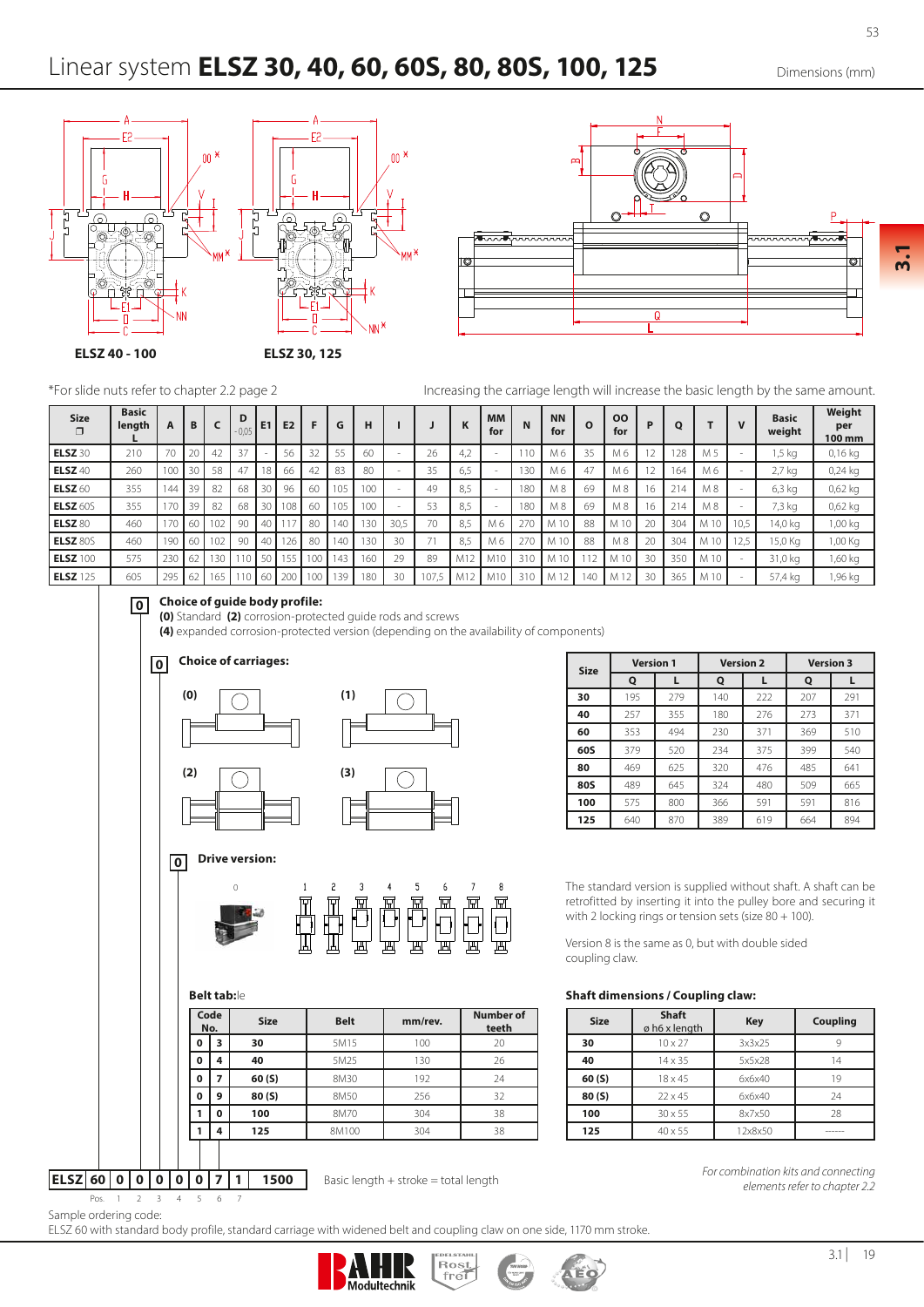# Linear system **ELSZ 30, 40, 60, 60S, 80, 80S, 100, 125**

Dimensions (mm)

ELSZ 40 - 100

ELSZ 30, 125

*For slide nuts refer to chapter 2.2 page 2

Increasing the carriage length will increase the basic length by the same amount.

| Size | Basic length L | A | B | C | D -0,05 | E1 | E2 | F | G | H | I | J | K | MM for | N | NN for | O | OO for | P | Q | T | V | Basic weight | Weight per 100 mm |
|---|---|---|---|---|---|---|---|---|---|---|---|---|---|---|---|---|---|---|---|---|---|---|---|---|
| **ELSZ** 30 | 210 | 70 | 20 | 42 | 37 | - | 56 | 32 | 55 | 60 | - | 26 | 4,2 | - | 110 | M 6 | 35 | M 6 | 12 | 128 | M 5 | - | 1,5 kg | 0,16 kg |
| **ELSZ** 40 | 260 | 100 | 30 | 58 | 47 | 18 | 66 | 42 | 83 | 80 | - | 35 | 6,5 | - | 130 | M 6 | 47 | M 6 | 12 | 164 | M 6 | - | 2,7 kg | 0,24 kg |
| **ELSZ** 60 | 355 | 144 | 39 | 82 | 68 | 30 | 96 | 60 | 105 | 100 | - | 49 | 8,5 | - | 180 | M 8 | 69 | M 8 | 16 | 214 | M 8 | - | 6,3 kg | 0,62 kg |
| **ELSZ** 60S | 355 | 170 | 39 | 82 | 68 | 30 | 108 | 60 | 105 | 100 | - | 53 | 8,5 | - | 180 | M 8 | 69 | M 8 | 16 | 214 | M 8 | - | 7,3 kg | 0,62 kg |
| **ELSZ** 80 | 460 | 170 | 60 | 102 | 90 | 40 | 117 | 80 | 140 | 130 | 30,5 | 70 | 8,5 | M 6 | 270 | M 10 | 88 | M 10 | 20 | 304 | M 10 | 10,5 | 14,0 kg | 1,00 kg |
| **ELSZ** 80S | 460 | 190 | 60 | 102 | 90 | 40 | 126 | 80 | 140 | 130 | 30 | 71 | 8,5 | M 6 | 270 | M 10 | 88 | M 8 | 20 | 304 | M 10 | 12,5 | 15,0 Kg | 1,00 Kg |
| **ELSZ** 100 | 575 | 230 | 62 | 130 | 110 | 50 | 155 | 100 | 143 | 160 | 29 | 89 | M12 | M10 | 310 | M 10 | 112 | M 10 | 30 | 350 | M 10 | - | 31,0 kg | 1,60 kg |
| **ELSZ** 125 | 605 | 295 | 62 | 165 | 110 | 60 | 200 | 100 | 139 | 180 | 30 | 107,5 | M12 | M10 | 310 | M 12 | 140 | M 12 | 30 | 365 | M 10 | - | 57,4 kg | 1,96 kg |

**Choice of guide body profile:**
**(0)** Standard **(2)** corrosion-protected guide rods and screws
**(4)** expanded corrosion-protected version (depending on the availability of components)

**Choice of carriages:**

(0) (1) (2) (3)

| Size | Version 1 | | Version 2 | | Version 3 | |
|---|---|---|---|---|---|---|
| | Q | L | Q | L | Q | L |
| **30** | 195 | 279 | 140 | 222 | 207 | 291 |
| **40** | 257 | 355 | 180 | 276 | 273 | 371 |
| **60** | 353 | 494 | 230 | 371 | 369 | 510 |
| **60S** | 379 | 520 | 234 | 375 | 399 | 540 |
| **80** | 469 | 625 | 320 | 476 | 485 | 641 |
| **80S** | 489 | 645 | 324 | 480 | 509 | 665 |
| **100** | 575 | 800 | 366 | 591 | 591 | 816 |
| **125** | 640 | 870 | 389 | 619 | 664 | 894 |

**Drive version:**

0 1 2 3 4 5 6 7 8

The standard version is supplied without shaft. A shaft can be retrofitted by inserting it into the pulley bore and securing it with 2 locking rings or tension sets (size 80 + 100).

Version 8 is the same as 0, but with double sided coupling claw.

**Belt tab:**le

| Code No. | | Size | Belt | mm/rev. | Number of teeth |
|---|---|---|---|---|---|
| 0 | 3 | 30 | 5M15 | 100 | 20 |
| 0 | 4 | 40 | 5M25 | 130 | 26 |
| 0 | 7 | 60 (S) | 8M30 | 192 | 24 |
| 0 | 9 | 80 (S) | 8M50 | 256 | 32 |
| 1 | 0 | 100 | 8M70 | 304 | 38 |
| 1 | 4 | 125 | 8M100 | 304 | 38 |

**Shaft dimensions / Coupling claw:**

| Size | Shaft ø h6 x length | Key | Coupling |
|---|---|---|---|
| 30 | 10 x 27 | 3x3x25 | 9 |
| 40 | 14 x 35 | 5x5x28 | 14 |
| 60 (S) | 18 x 45 | 6x6x40 | 19 |
| 80 (S) | 22 x 45 | 6x6x40 | 24 |
| 100 | 30 x 55 | 8x7x50 | 28 |
| 125 | 40 x 55 | 12x8x50 | ------ |

| ELSZ | 60 | 0 | 0 | 0 | 0 | 0 | 7 | 1 | 1500 |
|---|---|---|---|---|---|---|---|---|---|
| Pos. | 1 | 2 | 3 | 4 | 5 | 6 | 7 | | |

Basic length + stroke = total length

*For combination kits and connecting elements refer to chapter 2.2*

Sample ordering code:
ELSZ 60 with standard body profile, standard carriage with widened belt and coupling claw on one side, 1170 mm stroke.